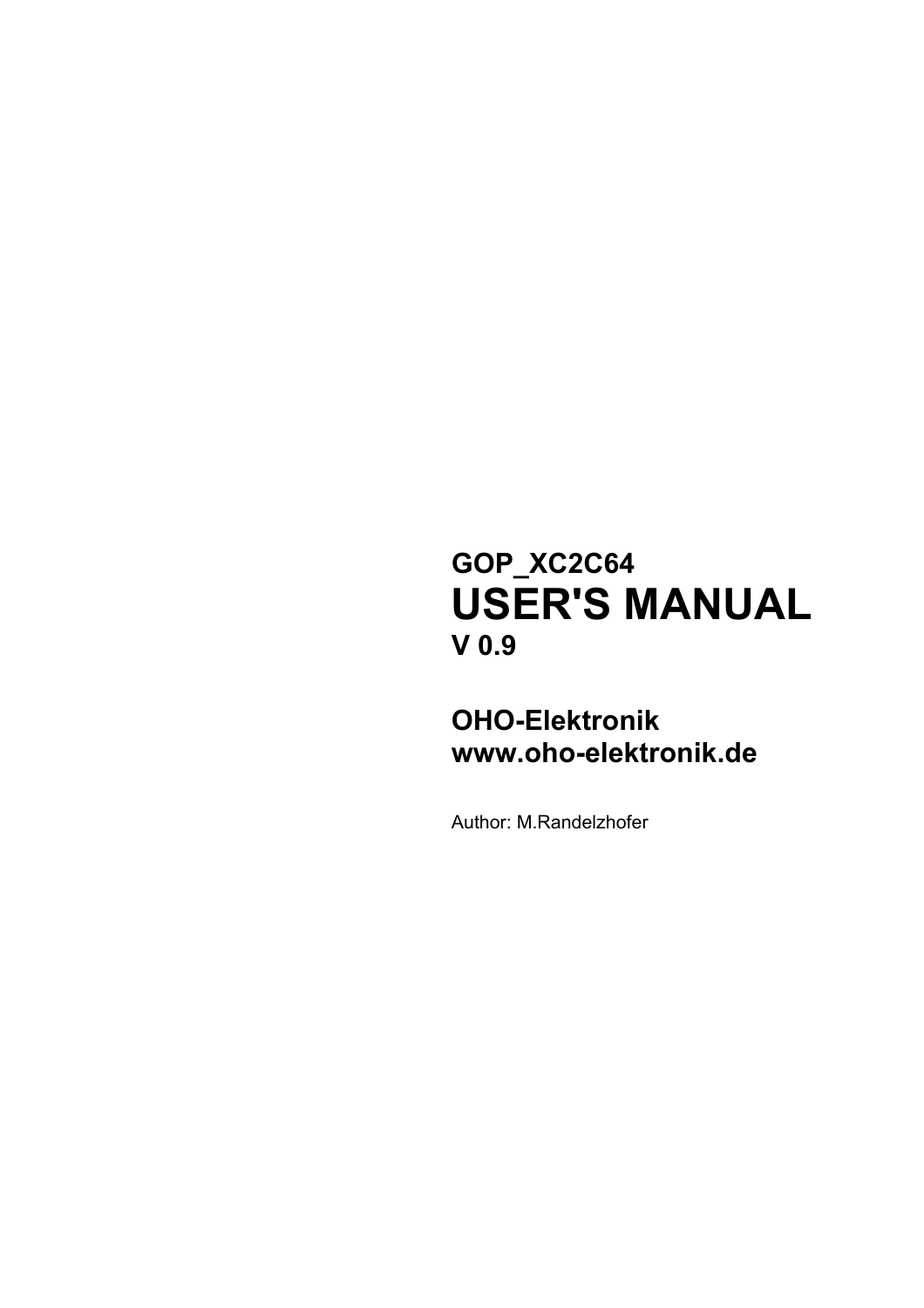**GOP_XC2C64**

# USER'S MANUAL

**V 0.9**

**OHO-Elektronik**
**www.oho-elektronik.de**

Author: M.Randelzhofer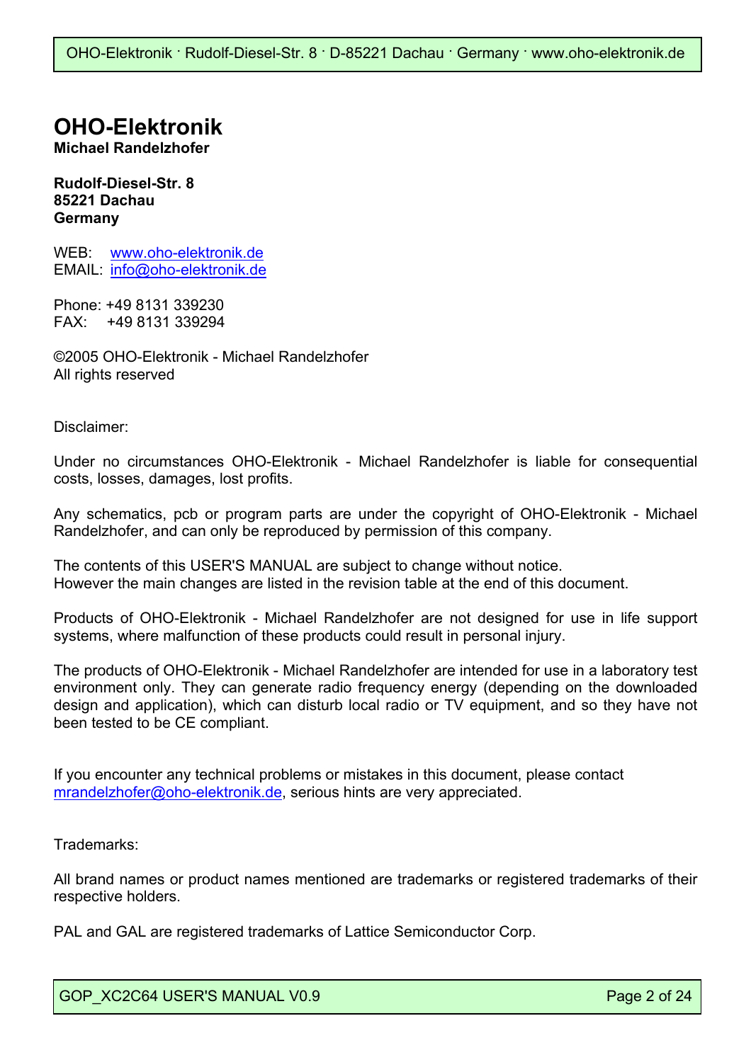# OHO-Elektronik

**Michael Randelzhofer**

**Rudolf-Diesel-Str. 8**
**85221 Dachau**
**Germany**

WEB: www.oho-elektronik.de
EMAIL: info@oho-elektronik.de

Phone: +49 8131 339230
FAX: +49 8131 339294

©2005 OHO-Elektronik - Michael Randelzhofer
All rights reserved

Disclaimer:

Under no circumstances OHO-Elektronik - Michael Randelzhofer is liable for consequential costs, losses, damages, lost profits.

Any schematics, pcb or program parts are under the copyright of OHO-Elektronik - Michael Randelzhofer, and can only be reproduced by permission of this company.

The contents of this USER'S MANUAL are subject to change without notice.
However the main changes are listed in the revision table at the end of this document.

Products of OHO-Elektronik - Michael Randelzhofer are not designed for use in life support systems, where malfunction of these products could result in personal injury.

The products of OHO-Elektronik - Michael Randelzhofer are intended for use in a laboratory test environment only. They can generate radio frequency energy (depending on the downloaded design and application), which can disturb local radio or TV equipment, and so they have not been tested to be CE compliant.

If you encounter any technical problems or mistakes in this document, please contact mrandelzhofer@oho-elektronik.de, serious hints are very appreciated.

Trademarks:

All brand names or product names mentioned are trademarks or registered trademarks of their respective holders.

PAL and GAL are registered trademarks of Lattice Semiconductor Corp.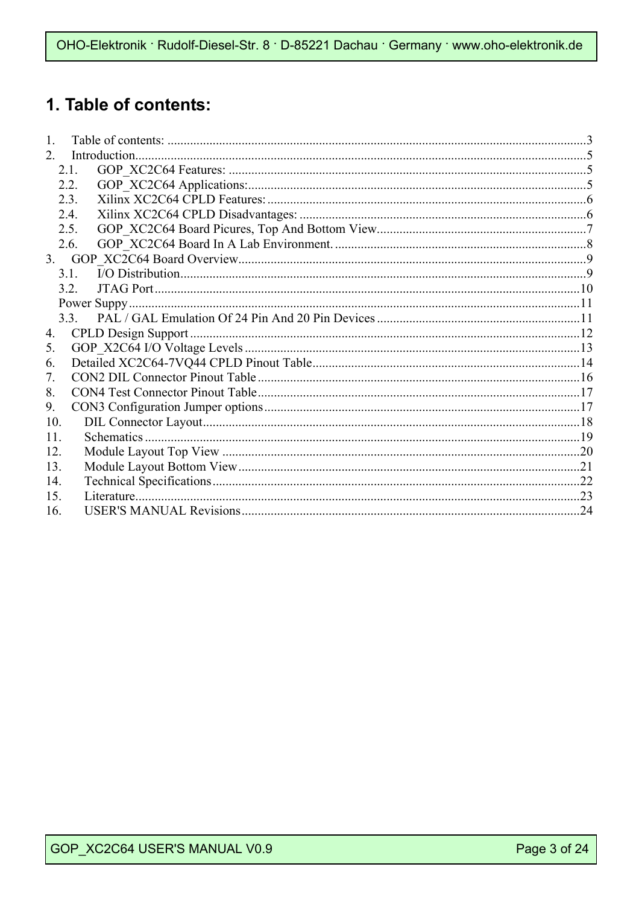# 1. Table of contents:

1. Table of contents: .......................................................................................................................3
2. Introduction...................................................................................................................................5
   - 2.1. GOP_XC2C64 Features: ............................................................................................5
   - 2.2. GOP_XC2C64 Applications:.......................................................................................5
   - 2.3. Xilinx XC2C64 CPLD Features: .................................................................................6
   - 2.4. Xilinx XC2C64 CPLD Disadvantages: .......................................................................6
   - 2.5. GOP_XC2C64 Board Picures, Top And Bottom View...............................................7
   - 2.6. GOP_XC2C64 Board In A Lab Environment. ............................................................8
3. GOP_XC2C64 Board Overview....................................................................................................9
   - 3.1. I/O Distribution............................................................................................................9
   - 3.2. JTAG Port..................................................................................................................10
   - Power Suppy..................................................................................................................11
   - 3.3. PAL / GAL Emulation Of 24 Pin And 20 Pin Devices ..............................................11
4. CPLD Design Support ................................................................................................................12
5. GOP_X2C64 I/O Voltage Levels .................................................................................................13
6. Detailed XC2C64-7VQ44 CPLD Pinout Table............................................................................14
7. CON2 DIL Connector Pinout Table ............................................................................................16
8. CON4 Test Connector Pinout Table............................................................................................17
9. CON3 Configuration Jumper options ..........................................................................................17
10. DIL Connector Layout.................................................................................................................18
11. Schematics .................................................................................................................................19
12. Module Layout Top View ...........................................................................................................20
13. Module Layout Bottom View......................................................................................................21
14. Technical Specifications.............................................................................................................22
15. Literature....................................................................................................................................23
16. USER'S MANUAL Revisions.......................................................................................................24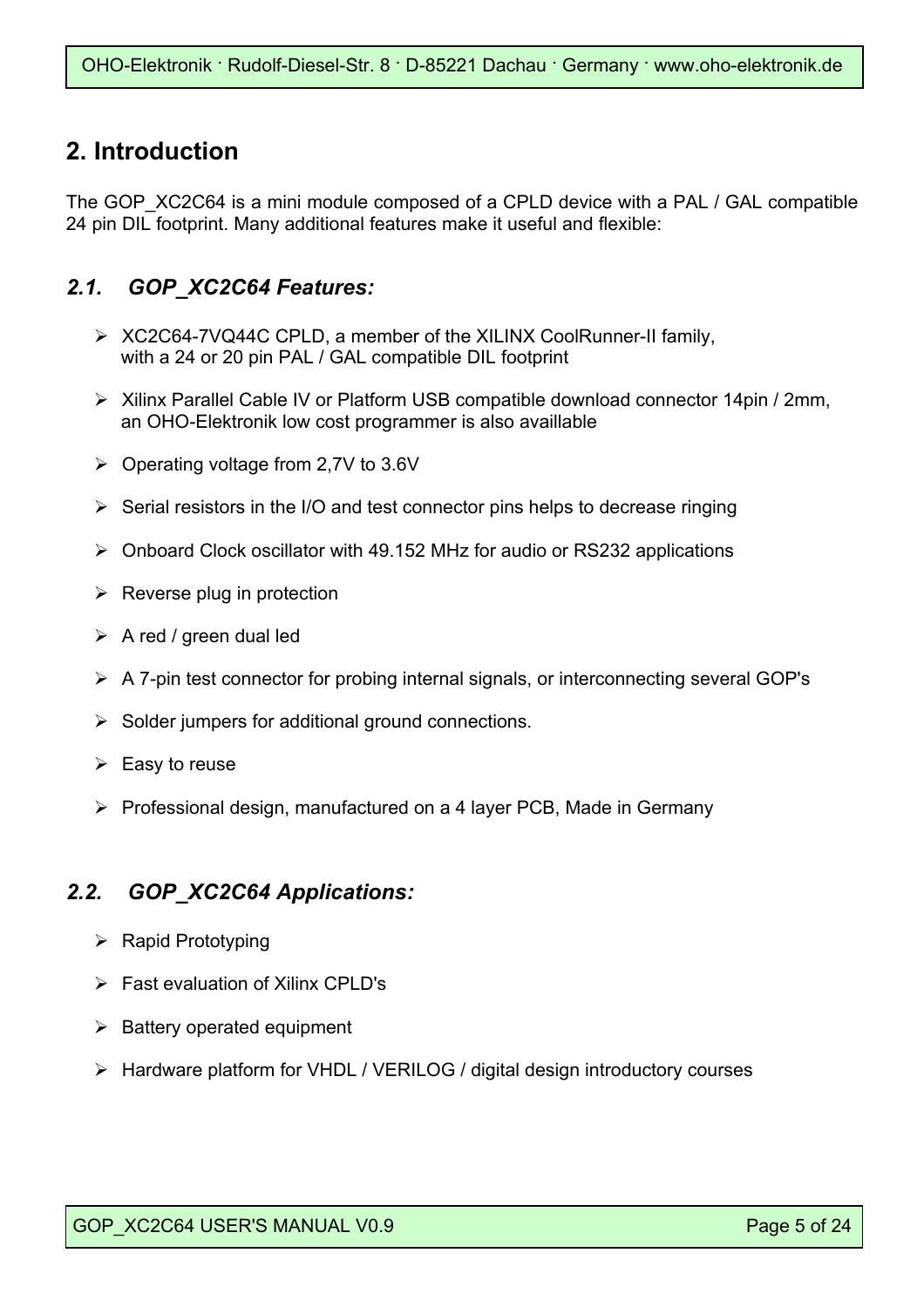## 2. Introduction

The GOP_XC2C64 is a mini module composed of a CPLD device with a PAL / GAL compatible 24 pin DIL footprint. Many additional features make it useful and flexible:

### *2.1. GOP_XC2C64 Features:*

- XC2C64-7VQ44C CPLD, a member of the XILINX CoolRunner-II family, with a 24 or 20 pin PAL / GAL compatible DIL footprint
- Xilinx Parallel Cable IV or Platform USB compatible download connector 14pin / 2mm, an OHO-Elektronik low cost programmer is also availlable
- Operating voltage from 2,7V to 3.6V
- Serial resistors in the I/O and test connector pins helps to decrease ringing
- Onboard Clock oscillator with 49.152 MHz for audio or RS232 applications
- Reverse plug in protection
- A red / green dual led
- A 7-pin test connector for probing internal signals, or interconnecting several GOP's
- Solder jumpers for additional ground connections.
- Easy to reuse
- Professional design, manufactured on a 4 layer PCB, Made in Germany

### *2.2. GOP_XC2C64 Applications:*

- Rapid Prototyping
- Fast evaluation of Xilinx CPLD's
- Battery operated equipment
- Hardware platform for VHDL / VERILOG / digital design introductory courses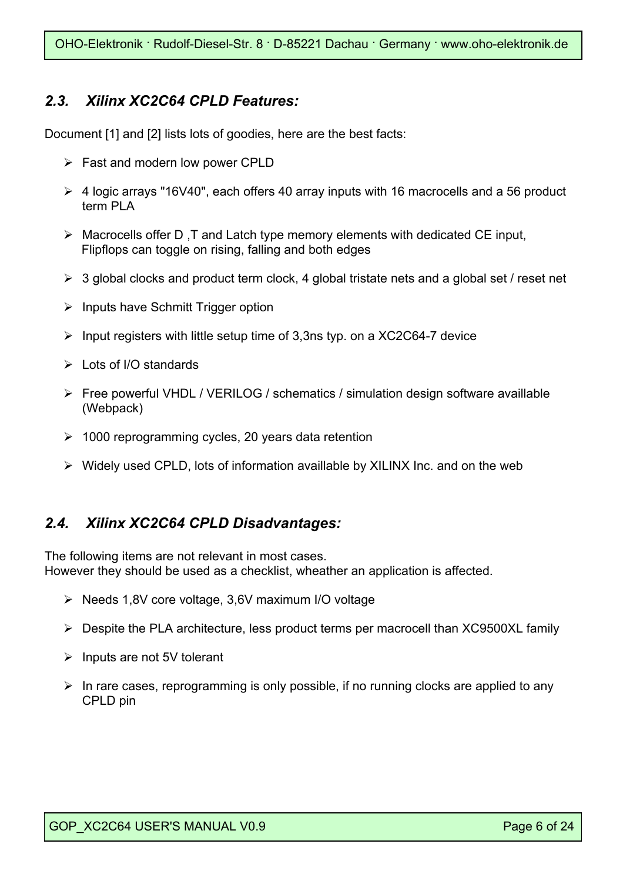## *2.3. Xilinx XC2C64 CPLD Features:*

Document [1] and [2] lists lots of goodies, here are the best facts:

- Fast and modern low power CPLD
- 4 logic arrays "16V40", each offers 40 array inputs with 16 macrocells and a 56 product term PLA
- Macrocells offer D ,T and Latch type memory elements with dedicated CE input, Flipflops can toggle on rising, falling and both edges
- 3 global clocks and product term clock, 4 global tristate nets and a global set / reset net
- Inputs have Schmitt Trigger option
- Input registers with little setup time of 3,3ns typ. on a XC2C64-7 device
- Lots of I/O standards
- Free powerful VHDL / VERILOG / schematics / simulation design software availlable (Webpack)
- 1000 reprogramming cycles, 20 years data retention
- Widely used CPLD, lots of information availlable by XILINX Inc. and on the web

## *2.4. Xilinx XC2C64 CPLD Disadvantages:*

The following items are not relevant in most cases.
However they should be used as a checklist, wheather an application is affected.

- Needs 1,8V core voltage, 3,6V maximum I/O voltage
- Despite the PLA architecture, less product terms per macrocell than XC9500XL family
- Inputs are not 5V tolerant
- In rare cases, reprogramming is only possible, if no running clocks are applied to any CPLD pin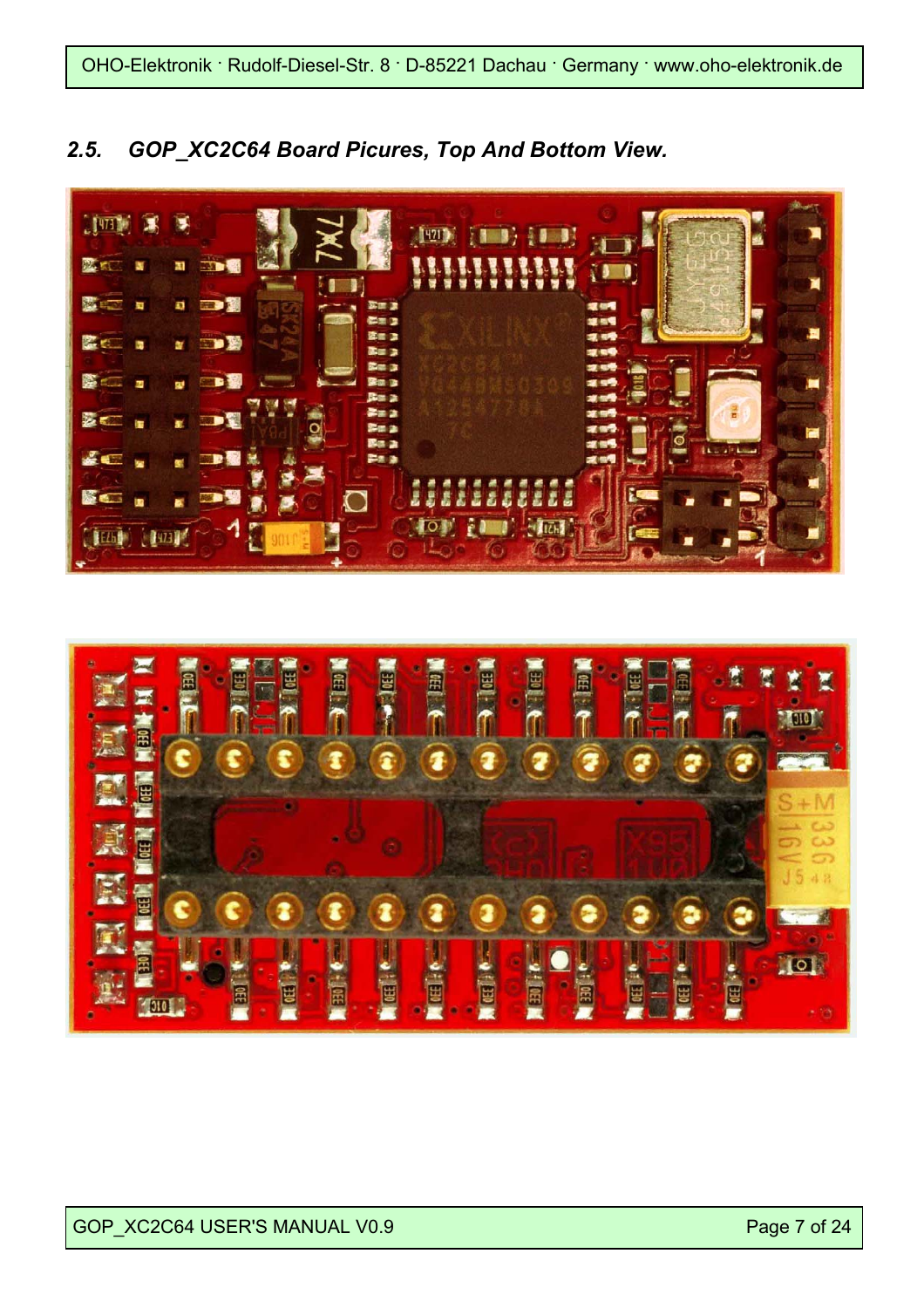## 2.5. GOP_XC2C64 Board Picures, Top And Bottom View.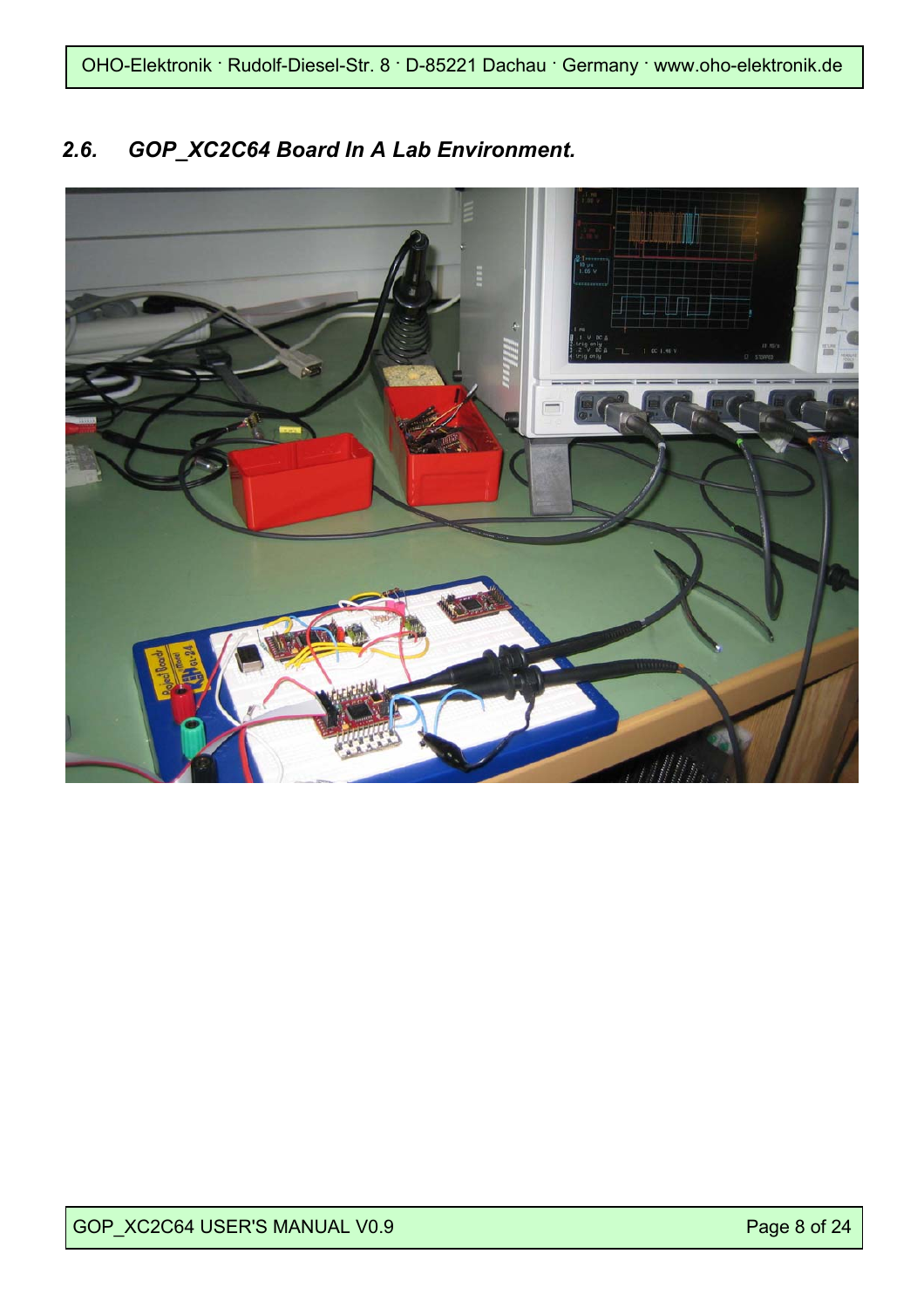## 2.6. GOP_XC2C64 Board In A Lab Environment.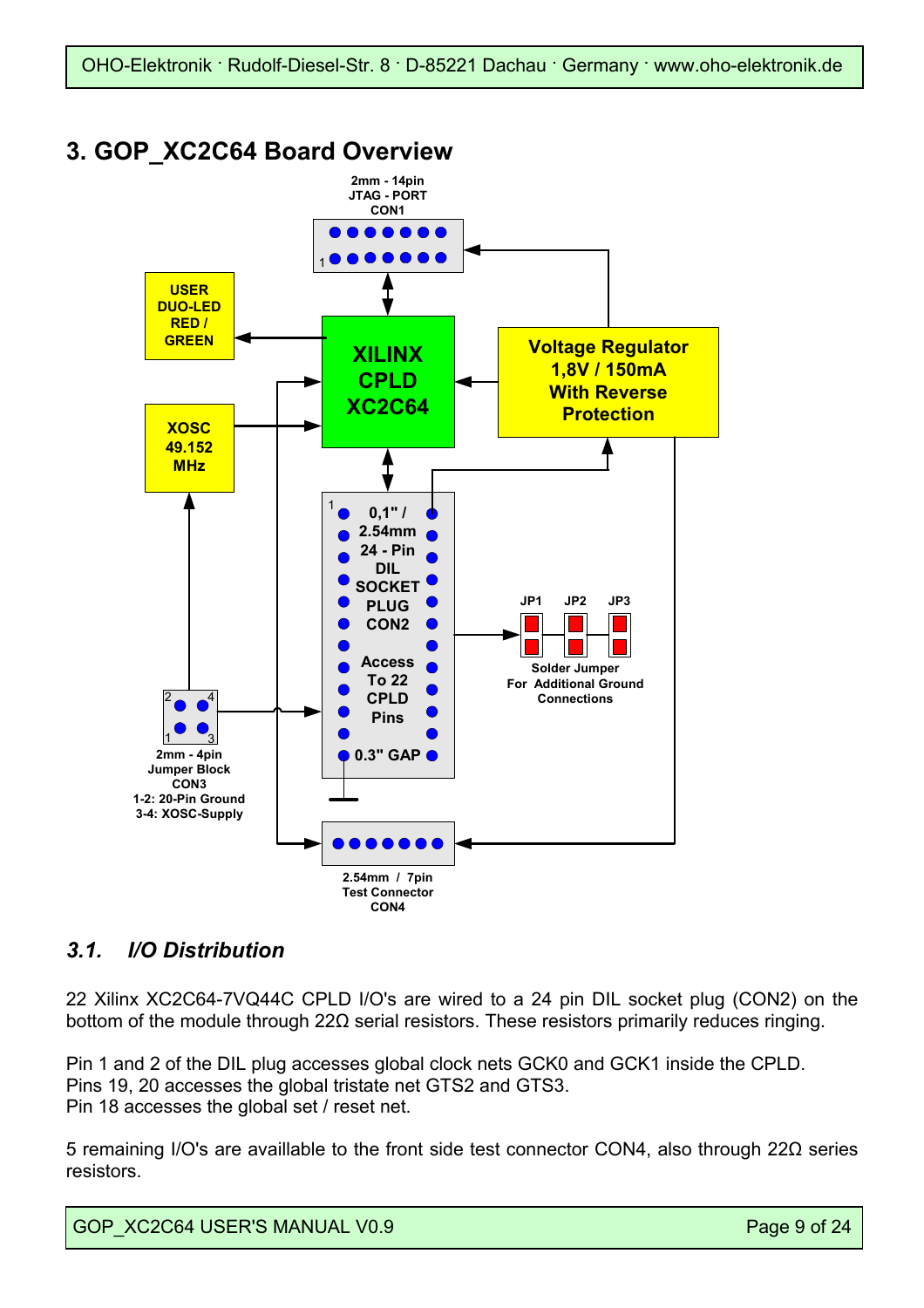# 3. GOP_XC2C64 Board Overview

2mm - 14pin
JTAG - PORT
CON1

USER
DUO-LED
RED /
GREEN

XILINX
CPLD
XC2C64

Voltage Regulator
1,8V / 150mA
With Reverse
Protection

XOSC
49.152
MHz

0,1" /
2.54mm
24 - Pin
DIL
SOCKET
PLUG
CON2

Access
To 22
CPLD
Pins

0.3" GAP

JP1 JP2 JP3

Solder Jumper
For Additional Ground
Connections

2mm - 4pin
Jumper Block
CON3
1-2: 20-Pin Ground
3-4: XOSC-Supply

2.54mm / 7pin
Test Connector
CON4

## *3.1. I/O Distribution*

22 Xilinx XC2C64-7VQ44C CPLD I/O's are wired to a 24 pin DIL socket plug (CON2) on the bottom of the module through 22Ω serial resistors. These resistors primarily reduces ringing.

Pin 1 and 2 of the DIL plug accesses global clock nets GCK0 and GCK1 inside the CPLD.
Pins 19, 20 accesses the global tristate net GTS2 and GTS3.
Pin 18 accesses the global set / reset net.

5 remaining I/O's are availlable to the front side test connector CON4, also through 22Ω series resistors.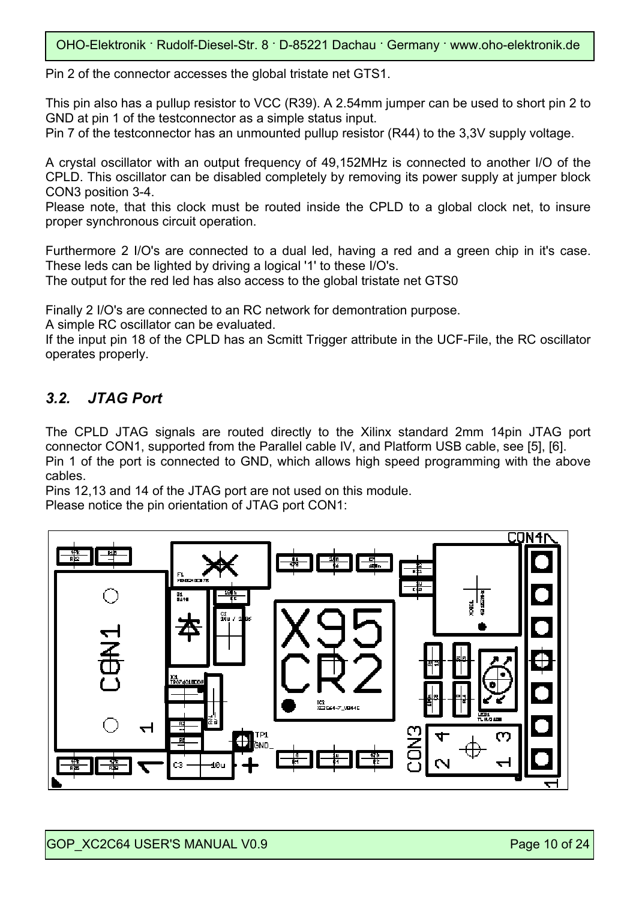Pin 2 of the connector accesses the global tristate net GTS1.

This pin also has a pullup resistor to VCC (R39). A 2.54mm jumper can be used to short pin 2 to GND at pin 1 of the testconnector as a simple status input.
Pin 7 of the testconnector has an unmounted pullup resistor (R44) to the 3,3V supply voltage.

A crystal oscillator with an output frequency of 49,152MHz is connected to another I/O of the CPLD. This oscillator can be disabled completely by removing its power supply at jumper block CON3 position 3-4.
Please note, that this clock must be routed inside the CPLD to a global clock net, to insure proper synchronous circuit operation.

Furthermore 2 I/O's are connected to a dual led, having a red and a green chip in it's case. These leds can be lighted by driving a logical '1' to these I/O's.
The output for the red led has also access to the global tristate net GTS0

Finally 2 I/O's are connected to an RC network for demontration purpose.
A simple RC oscillator can be evaluated.
If the input pin 18 of the CPLD has an Scmitt Trigger attribute in the UCF-File, the RC oscillator operates properly.

## 3.2. JTAG Port

The CPLD JTAG signals are routed directly to the Xilinx standard 2mm 14pin JTAG port connector CON1, supported from the Parallel cable IV, and Platform USB cable, see [5], [6].
Pin 1 of the port is connected to GND, which allows high speed programming with the above cables.
Pins 12,13 and 14 of the JTAG port are not used on this module.
Please notice the pin orientation of JTAG port CON1: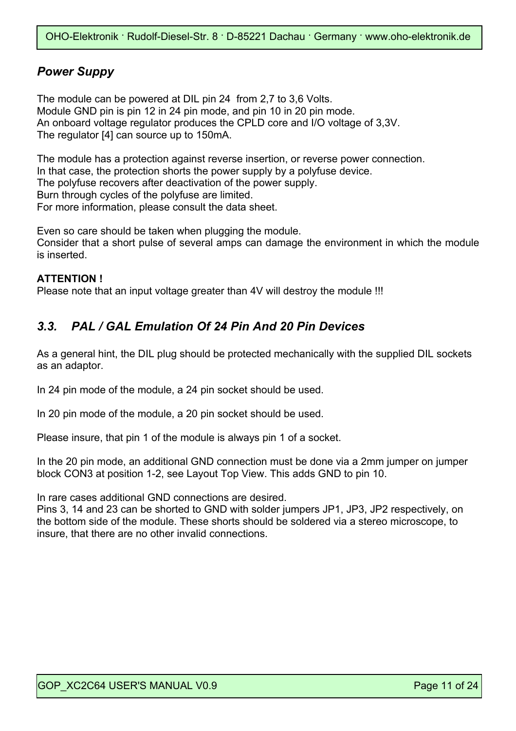## *Power Suppy*

The module can be powered at DIL pin 24 from 2,7 to 3,6 Volts.
Module GND pin is pin 12 in 24 pin mode, and pin 10 in 20 pin mode.
An onboard voltage regulator produces the CPLD core and I/O voltage of 3,3V.
The regulator [4] can source up to 150mA.

The module has a protection against reverse insertion, or reverse power connection.
In that case, the protection shorts the power supply by a polyfuse device.
The polyfuse recovers after deactivation of the power supply.
Burn through cycles of the polyfuse are limited.
For more information, please consult the data sheet.

Even so care should be taken when plugging the module.
Consider that a short pulse of several amps can damage the environment in which the module is inserted.

**ATTENTION !**
Please note that an input voltage greater than 4V will destroy the module !!!

## *3.3. PAL / GAL Emulation Of 24 Pin And 20 Pin Devices*

As a general hint, the DIL plug should be protected mechanically with the supplied DIL sockets as an adaptor.

In 24 pin mode of the module, a 24 pin socket should be used.

In 20 pin mode of the module, a 20 pin socket should be used.

Please insure, that pin 1 of the module is always pin 1 of a socket.

In the 20 pin mode, an additional GND connection must be done via a 2mm jumper on jumper block CON3 at position 1-2, see Layout Top View. This adds GND to pin 10.

In rare cases additional GND connections are desired.
Pins 3, 14 and 23 can be shorted to GND with solder jumpers JP1, JP3, JP2 respectively, on the bottom side of the module. These shorts should be soldered via a stereo microscope, to insure, that there are no other invalid connections.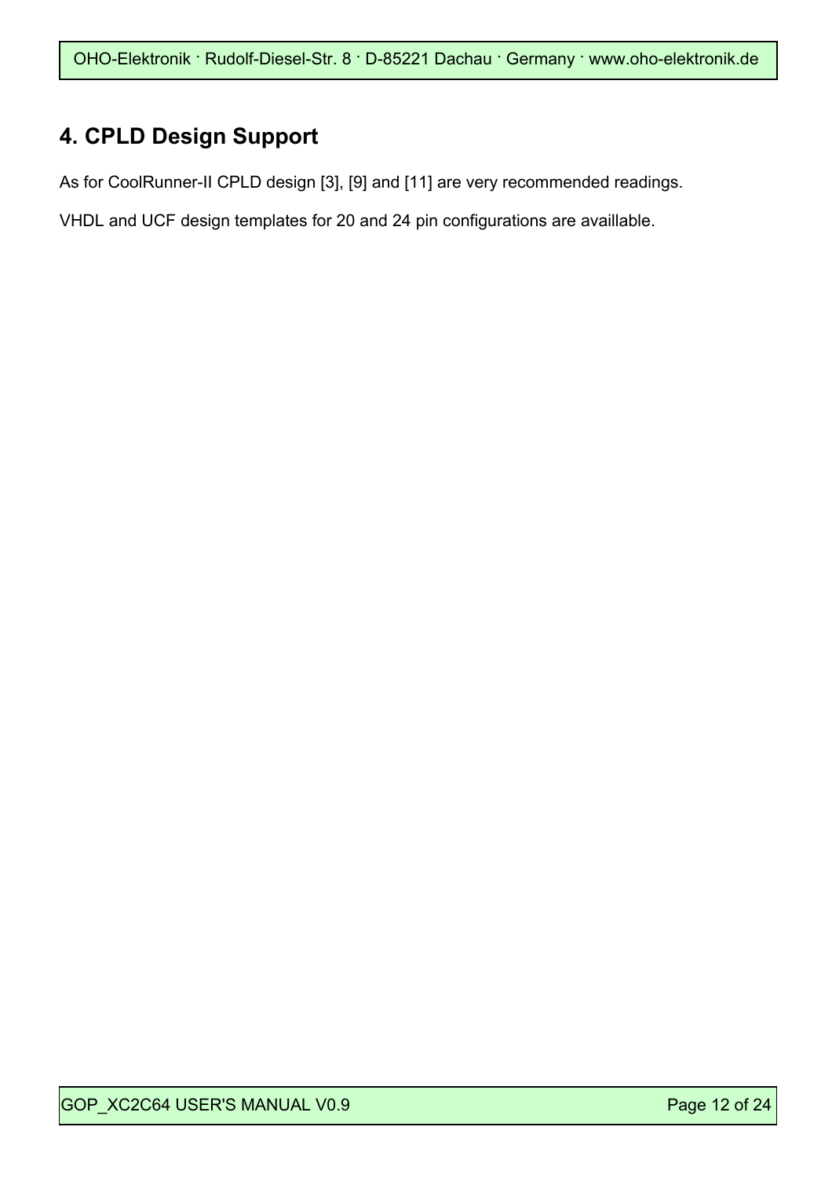## 4. CPLD Design Support

As for CoolRunner-II CPLD design [3], [9] and [11] are very recommended readings.

VHDL and UCF design templates for 20 and 24 pin configurations are availlable.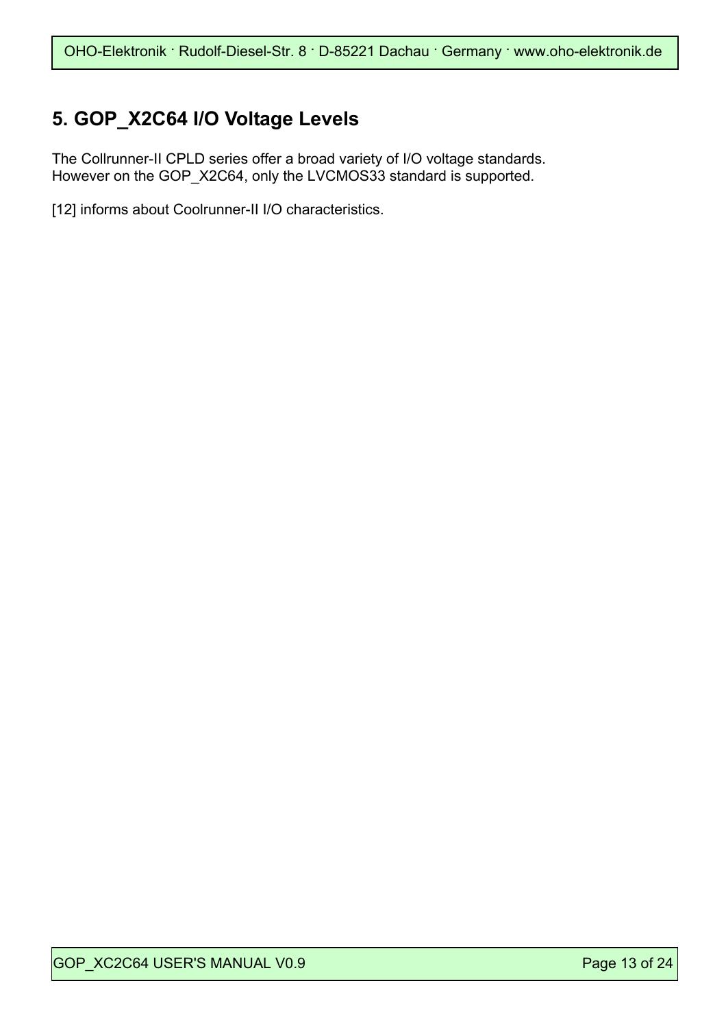## 5. GOP_X2C64 I/O Voltage Levels

The Collrunner-II CPLD series offer a broad variety of I/O voltage standards.
However on the GOP_X2C64, only the LVCMOS33 standard is supported.

[12] informs about Coolrunner-II I/O characteristics.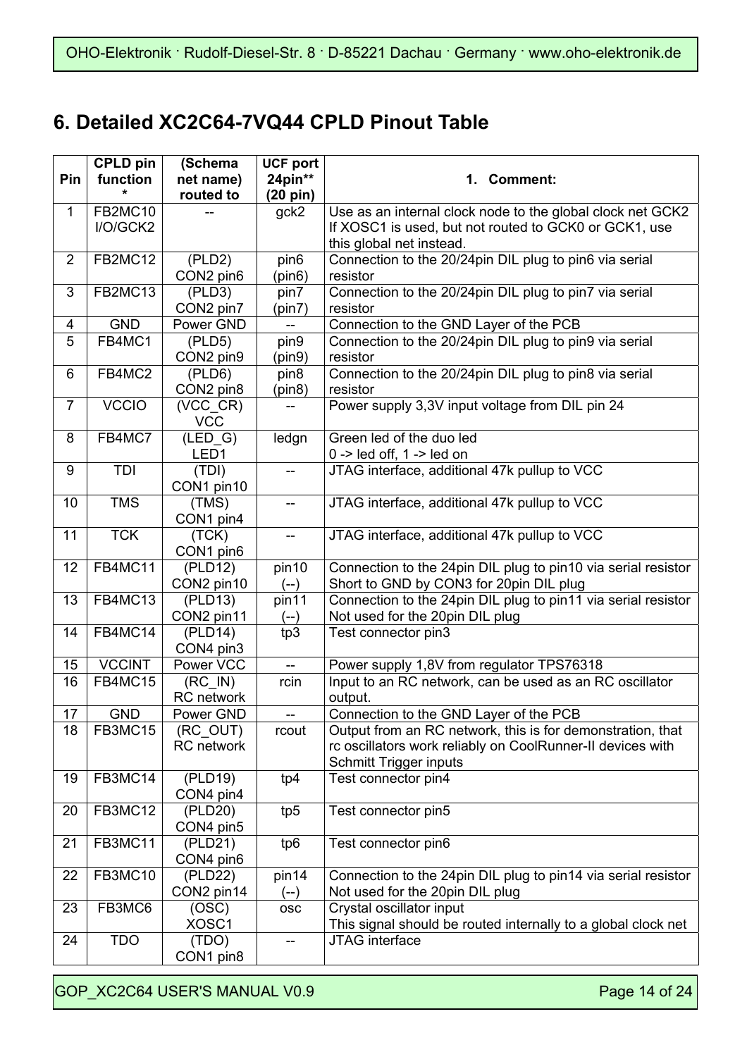## 6. Detailed XC2C64-7VQ44 CPLD Pinout Table

| Pin | CPLD pin function * | (Schema net name) routed to | UCF port 24pin** (20 pin) | 1. Comment: |
|---|---|---|---|---|
| 1 | FB2MC10 I/O/GCK2 | -- | gck2 | Use as an internal clock node to the global clock net GCK2 If XOSC1 is used, but not routed to GCK0 or GCK1, use this global net instead. |
| 2 | FB2MC12 | (PLD2) CON2 pin6 | pin6 (pin6) | Connection to the 20/24pin DIL plug to pin6 via serial resistor |
| 3 | FB2MC13 | (PLD3) CON2 pin7 | pin7 (pin7) | Connection to the 20/24pin DIL plug to pin7 via serial resistor |
| 4 | GND | Power GND | -- | Connection to the GND Layer of the PCB |
| 5 | FB4MC1 | (PLD5) CON2 pin9 | pin9 (pin9) | Connection to the 20/24pin DIL plug to pin9 via serial resistor |
| 6 | FB4MC2 | (PLD6) CON2 pin8 | pin8 (pin8) | Connection to the 20/24pin DIL plug to pin8 via serial resistor |
| 7 | VCCIO | (VCC_CR) VCC | -- | Power supply 3,3V input voltage from DIL pin 24 |
| 8 | FB4MC7 | (LED_G) LED1 | ledgn | Green led of the duo led<br>0 -> led off, 1 -> led on |
| 9 | TDI | (TDI) CON1 pin10 | -- | JTAG interface, additional 47k pullup to VCC |
| 10 | TMS | (TMS) CON1 pin4 | -- | JTAG interface, additional 47k pullup to VCC |
| 11 | TCK | (TCK) CON1 pin6 | -- | JTAG interface, additional 47k pullup to VCC |
| 12 | FB4MC11 | (PLD12) CON2 pin10 | pin10 (--) | Connection to the 24pin DIL plug to pin10 via serial resistor Short to GND by CON3 for 20pin DIL plug |
| 13 | FB4MC13 | (PLD13) CON2 pin11 | pin11 (--) | Connection to the 24pin DIL plug to pin11 via serial resistor Not used for the 20pin DIL plug |
| 14 | FB4MC14 | (PLD14) CON4 pin3 | tp3 | Test connector pin3 |
| 15 | VCCINT | Power VCC | -- | Power supply 1,8V from regulator TPS76318 |
| 16 | FB4MC15 | (RC_IN) RC network | rcin | Input to an RC network, can be used as an RC oscillator output. |
| 17 | GND | Power GND | -- | Connection to the GND Layer of the PCB |
| 18 | FB3MC15 | (RC_OUT) RC network | rcout | Output from an RC network, this is for demonstration, that rc oscillators work reliably on CoolRunner-II devices with Schmitt Trigger inputs |
| 19 | FB3MC14 | (PLD19) CON4 pin4 | tp4 | Test connector pin4 |
| 20 | FB3MC12 | (PLD20) CON4 pin5 | tp5 | Test connector pin5 |
| 21 | FB3MC11 | (PLD21) CON4 pin6 | tp6 | Test connector pin6 |
| 22 | FB3MC10 | (PLD22) CON2 pin14 | pin14 (--) | Connection to the 24pin DIL plug to pin14 via serial resistor Not used for the 20pin DIL plug |
| 23 | FB3MC6 | (OSC) XOSC1 | osc | Crystal oscillator input<br>This signal should be routed internally to a global clock net |
| 24 | TDO | (TDO) CON1 pin8 | -- | JTAG interface |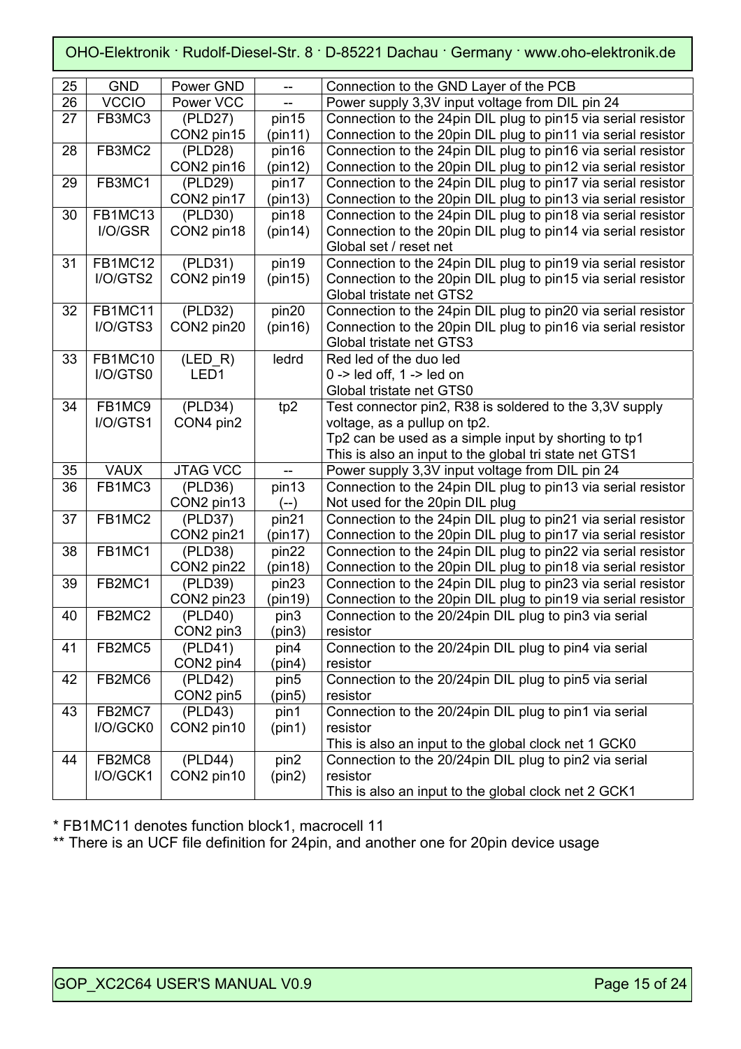| | | | | |
|---|---|---|---|---|
| 25 | GND | Power GND | -- | Connection to the GND Layer of the PCB |
| 26 | VCCIO | Power VCC | -- | Power supply 3,3V input voltage from DIL pin 24 |
| 27 | FB3MC3 | (PLD27)<br>CON2 pin15 | pin15<br>(pin11) | Connection to the 24pin DIL plug to pin15 via serial resistor<br>Connection to the 20pin DIL plug to pin11 via serial resistor |
| 28 | FB3MC2 | (PLD28)<br>CON2 pin16 | pin16<br>(pin12) | Connection to the 24pin DIL plug to pin16 via serial resistor<br>Connection to the 20pin DIL plug to pin12 via serial resistor |
| 29 | FB3MC1 | (PLD29)<br>CON2 pin17 | pin17<br>(pin13) | Connection to the 24pin DIL plug to pin17 via serial resistor<br>Connection to the 20pin DIL plug to pin13 via serial resistor |
| 30 | FB1MC13<br>I/O/GSR | (PLD30)<br>CON2 pin18 | pin18<br>(pin14) | Connection to the 24pin DIL plug to pin18 via serial resistor<br>Connection to the 20pin DIL plug to pin14 via serial resistor<br>Global set / reset net |
| 31 | FB1MC12<br>I/O/GTS2 | (PLD31)<br>CON2 pin19 | pin19<br>(pin15) | Connection to the 24pin DIL plug to pin19 via serial resistor<br>Connection to the 20pin DIL plug to pin15 via serial resistor<br>Global tristate net GTS2 |
| 32 | FB1MC11<br>I/O/GTS3 | (PLD32)<br>CON2 pin20 | pin20<br>(pin16) | Connection to the 24pin DIL plug to pin20 via serial resistor<br>Connection to the 20pin DIL plug to pin16 via serial resistor<br>Global tristate net GTS3 |
| 33 | FB1MC10<br>I/O/GTS0 | (LED_R)<br>LED1 | ledrd | Red led of the duo led<br>0 -> led off, 1 -> led on<br>Global tristate net GTS0 |
| 34 | FB1MC9<br>I/O/GTS1 | (PLD34)<br>CON4 pin2 | tp2 | Test connector pin2, R38 is soldered to the 3,3V supply voltage, as a pullup on tp2.<br>Tp2 can be used as a simple input by shorting to tp1<br>This is also an input to the global tri state net GTS1 |
| 35 | VAUX | JTAG VCC | -- | Power supply 3,3V input voltage from DIL pin 24 |
| 36 | FB1MC3 | (PLD36)<br>CON2 pin13 | pin13<br>(--) | Connection to the 24pin DIL plug to pin13 via serial resistor<br>Not used for the 20pin DIL plug |
| 37 | FB1MC2 | (PLD37)<br>CON2 pin21 | pin21<br>(pin17) | Connection to the 24pin DIL plug to pin21 via serial resistor<br>Connection to the 20pin DIL plug to pin17 via serial resistor |
| 38 | FB1MC1 | (PLD38)<br>CON2 pin22 | pin22<br>(pin18) | Connection to the 24pin DIL plug to pin22 via serial resistor<br>Connection to the 20pin DIL plug to pin18 via serial resistor |
| 39 | FB2MC1 | (PLD39)<br>CON2 pin23 | pin23<br>(pin19) | Connection to the 24pin DIL plug to pin23 via serial resistor<br>Connection to the 20pin DIL plug to pin19 via serial resistor |
| 40 | FB2MC2 | (PLD40)<br>CON2 pin3 | pin3<br>(pin3) | Connection to the 20/24pin DIL plug to pin3 via serial resistor |
| 41 | FB2MC5 | (PLD41)<br>CON2 pin4 | pin4<br>(pin4) | Connection to the 20/24pin DIL plug to pin4 via serial resistor |
| 42 | FB2MC6 | (PLD42)<br>CON2 pin5 | pin5<br>(pin5) | Connection to the 20/24pin DIL plug to pin5 via serial resistor |
| 43 | FB2MC7<br>I/O/GCK0 | (PLD43)<br>CON2 pin10 | pin1<br>(pin1) | Connection to the 20/24pin DIL plug to pin1 via serial resistor<br>This is also an input to the global clock net 1 GCK0 |
| 44 | FB2MC8<br>I/O/GCK1 | (PLD44)<br>CON2 pin10 | pin2<br>(pin2) | Connection to the 20/24pin DIL plug to pin2 via serial resistor<br>This is also an input to the global clock net 2 GCK1 |

* FB1MC11 denotes function block1, macrocell 11

** There is an UCF file definition for 24pin, and another one for 20pin device usage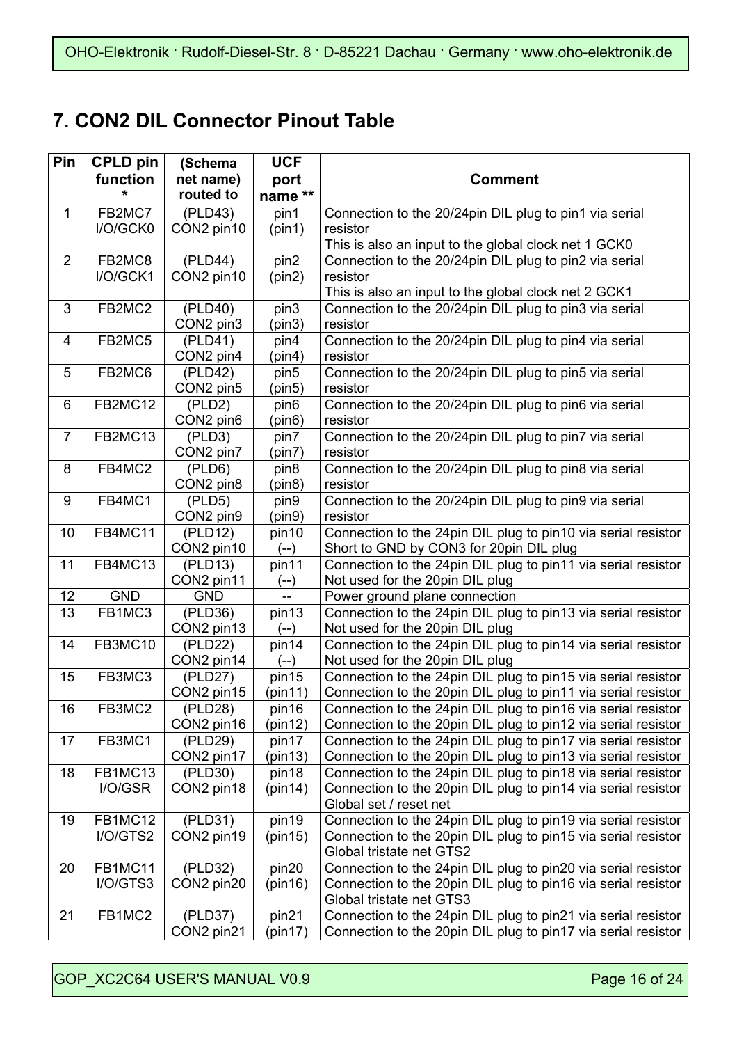## 7. CON2 DIL Connector Pinout Table

| Pin | CPLD pin function * | (Schema net name) routed to | UCF port name ** | Comment |
|---|---|---|---|---|
| 1 | FB2MC7 I/O/GCK0 | (PLD43) CON2 pin10 | pin1 (pin1) | Connection to the 20/24pin DIL plug to pin1 via serial resistor This is also an input to the global clock net 1 GCK0 |
| 2 | FB2MC8 I/O/GCK1 | (PLD44) CON2 pin10 | pin2 (pin2) | Connection to the 20/24pin DIL plug to pin2 via serial resistor This is also an input to the global clock net 2 GCK1 |
| 3 | FB2MC2 | (PLD40) CON2 pin3 | pin3 (pin3) | Connection to the 20/24pin DIL plug to pin3 via serial resistor |
| 4 | FB2MC5 | (PLD41) CON2 pin4 | pin4 (pin4) | Connection to the 20/24pin DIL plug to pin4 via serial resistor |
| 5 | FB2MC6 | (PLD42) CON2 pin5 | pin5 (pin5) | Connection to the 20/24pin DIL plug to pin5 via serial resistor |
| 6 | FB2MC12 | (PLD2) CON2 pin6 | pin6 (pin6) | Connection to the 20/24pin DIL plug to pin6 via serial resistor |
| 7 | FB2MC13 | (PLD3) CON2 pin7 | pin7 (pin7) | Connection to the 20/24pin DIL plug to pin7 via serial resistor |
| 8 | FB4MC2 | (PLD6) CON2 pin8 | pin8 (pin8) | Connection to the 20/24pin DIL plug to pin8 via serial resistor |
| 9 | FB4MC1 | (PLD5) CON2 pin9 | pin9 (pin9) | Connection to the 20/24pin DIL plug to pin9 via serial resistor |
| 10 | FB4MC11 | (PLD12) CON2 pin10 | pin10 (--) | Connection to the 24pin DIL plug to pin10 via serial resistor Short to GND by CON3 for 20pin DIL plug |
| 11 | FB4MC13 | (PLD13) CON2 pin11 | pin11 (--) | Connection to the 24pin DIL plug to pin11 via serial resistor Not used for the 20pin DIL plug |
| 12 | GND | GND | -- | Power ground plane connection |
| 13 | FB1MC3 | (PLD36) CON2 pin13 | pin13 (--) | Connection to the 24pin DIL plug to pin13 via serial resistor Not used for the 20pin DIL plug |
| 14 | FB3MC10 | (PLD22) CON2 pin14 | pin14 (--) | Connection to the 24pin DIL plug to pin14 via serial resistor Not used for the 20pin DIL plug |
| 15 | FB3MC3 | (PLD27) CON2 pin15 | pin15 (pin11) | Connection to the 24pin DIL plug to pin15 via serial resistor Connection to the 20pin DIL plug to pin11 via serial resistor |
| 16 | FB3MC2 | (PLD28) CON2 pin16 | pin16 (pin12) | Connection to the 24pin DIL plug to pin16 via serial resistor Connection to the 20pin DIL plug to pin12 via serial resistor |
| 17 | FB3MC1 | (PLD29) CON2 pin17 | pin17 (pin13) | Connection to the 24pin DIL plug to pin17 via serial resistor Connection to the 20pin DIL plug to pin13 via serial resistor |
| 18 | FB1MC13 I/O/GSR | (PLD30) CON2 pin18 | pin18 (pin14) | Connection to the 24pin DIL plug to pin18 via serial resistor Connection to the 20pin DIL plug to pin14 via serial resistor Global set / reset net |
| 19 | FB1MC12 I/O/GTS2 | (PLD31) CON2 pin19 | pin19 (pin15) | Connection to the 24pin DIL plug to pin19 via serial resistor Connection to the 20pin DIL plug to pin15 via serial resistor Global tristate net GTS2 |
| 20 | FB1MC11 I/O/GTS3 | (PLD32) CON2 pin20 | pin20 (pin16) | Connection to the 24pin DIL plug to pin20 via serial resistor Connection to the 20pin DIL plug to pin16 via serial resistor Global tristate net GTS3 |
| 21 | FB1MC2 | (PLD37) CON2 pin21 | pin21 (pin17) | Connection to the 24pin DIL plug to pin21 via serial resistor Connection to the 20pin DIL plug to pin17 via serial resistor |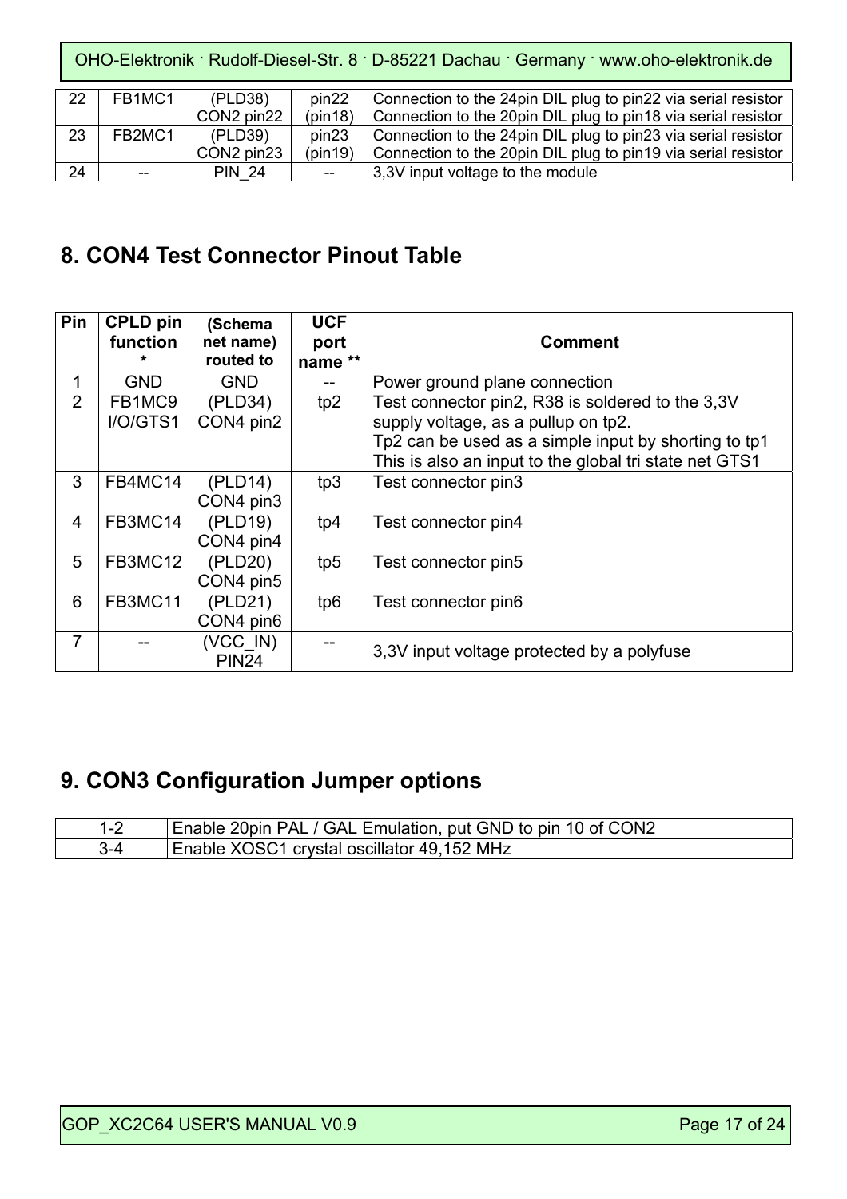| 22 | FB1MC1 | (PLD38) CON2 pin22 | pin22 (pin18) | Connection to the 24pin DIL plug to pin22 via serial resistor Connection to the 20pin DIL plug to pin18 via serial resistor |
|---|---|---|---|---|
| 23 | FB2MC1 | (PLD39) CON2 pin23 | pin23 (pin19) | Connection to the 24pin DIL plug to pin23 via serial resistor Connection to the 20pin DIL plug to pin19 via serial resistor |
| 24 | -- | PIN_24 | -- | 3,3V input voltage to the module |

## 8. CON4 Test Connector Pinout Table

| Pin | CPLD pin function * | (Schema net name) routed to | UCF port name ** | Comment |
|---|---|---|---|---|
| 1 | GND | GND | -- | Power ground plane connection |
| 2 | FB1MC9 I/O/GTS1 | (PLD34) CON4 pin2 | tp2 | Test connector pin2, R38 is soldered to the 3,3V supply voltage, as a pullup on tp2. Tp2 can be used as a simple input by shorting to tp1 This is also an input to the global tri state net GTS1 |
| 3 | FB4MC14 | (PLD14) CON4 pin3 | tp3 | Test connector pin3 |
| 4 | FB3MC14 | (PLD19) CON4 pin4 | tp4 | Test connector pin4 |
| 5 | FB3MC12 | (PLD20) CON4 pin5 | tp5 | Test connector pin5 |
| 6 | FB3MC11 | (PLD21) CON4 pin6 | tp6 | Test connector pin6 |
| 7 | -- | (VCC_IN) PIN24 | -- | 3,3V input voltage protected by a polyfuse |

## 9. CON3 Configuration Jumper options

| 1-2 | Enable 20pin PAL / GAL Emulation, put GND to pin 10 of CON2 |
|---|---|
| 3-4 | Enable XOSC1 crystal oscillator 49,152 MHz |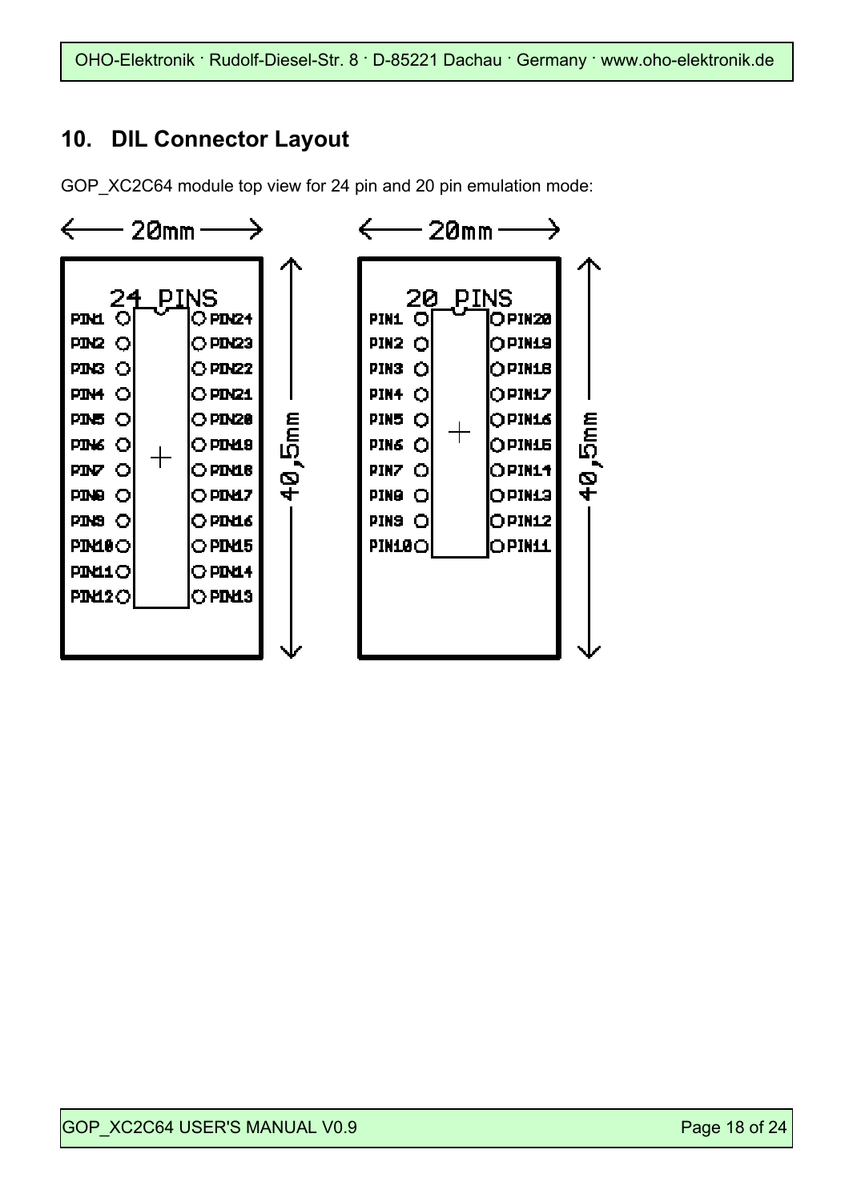## 10. DIL Connector Layout

GOP_XC2C64 module top view for 24 pin and 20 pin emulation mode:

**24 PINS** (20mm × 40,5mm)

| Left | Right |
|---|---|
| PIN1 | PIN24 |
| PIN2 | PIN23 |
| PIN3 | PIN22 |
| PIN4 | PIN21 |
| PIN5 | PIN20 |
| PIN6 | PIN19 |
| PIN7 | PIN18 |
| PIN8 | PIN17 |
| PIN9 | PIN16 |
| PIN10 | PIN15 |
| PIN11 | PIN14 |
| PIN12 | PIN13 |

**20 PINS** (20mm × 40,5mm)

| Left | Right |
|---|---|
| PIN1 | PIN20 |
| PIN2 | PIN19 |
| PIN3 | PIN18 |
| PIN4 | PIN17 |
| PIN5 | PIN16 |
| PIN6 | PIN15 |
| PIN7 | PIN14 |
| PIN8 | PIN13 |
| PIN9 | PIN12 |
| PIN10 | PIN11 |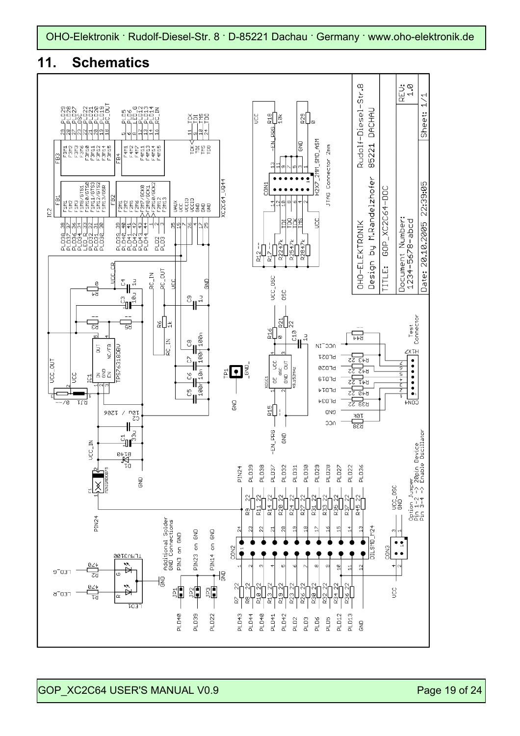# 11. Schematics

OHO-ELEKTRONIK Rudolf-Diesel-Str.8

Design by M.Randelzhofer 85221 DACHAU

TITLE: GOP_XC2C64-DOC

Document Number: 1234-5678-abcd

REV: 1.0

Date: 20.10.2005 22:39:05

Sheet: 1/1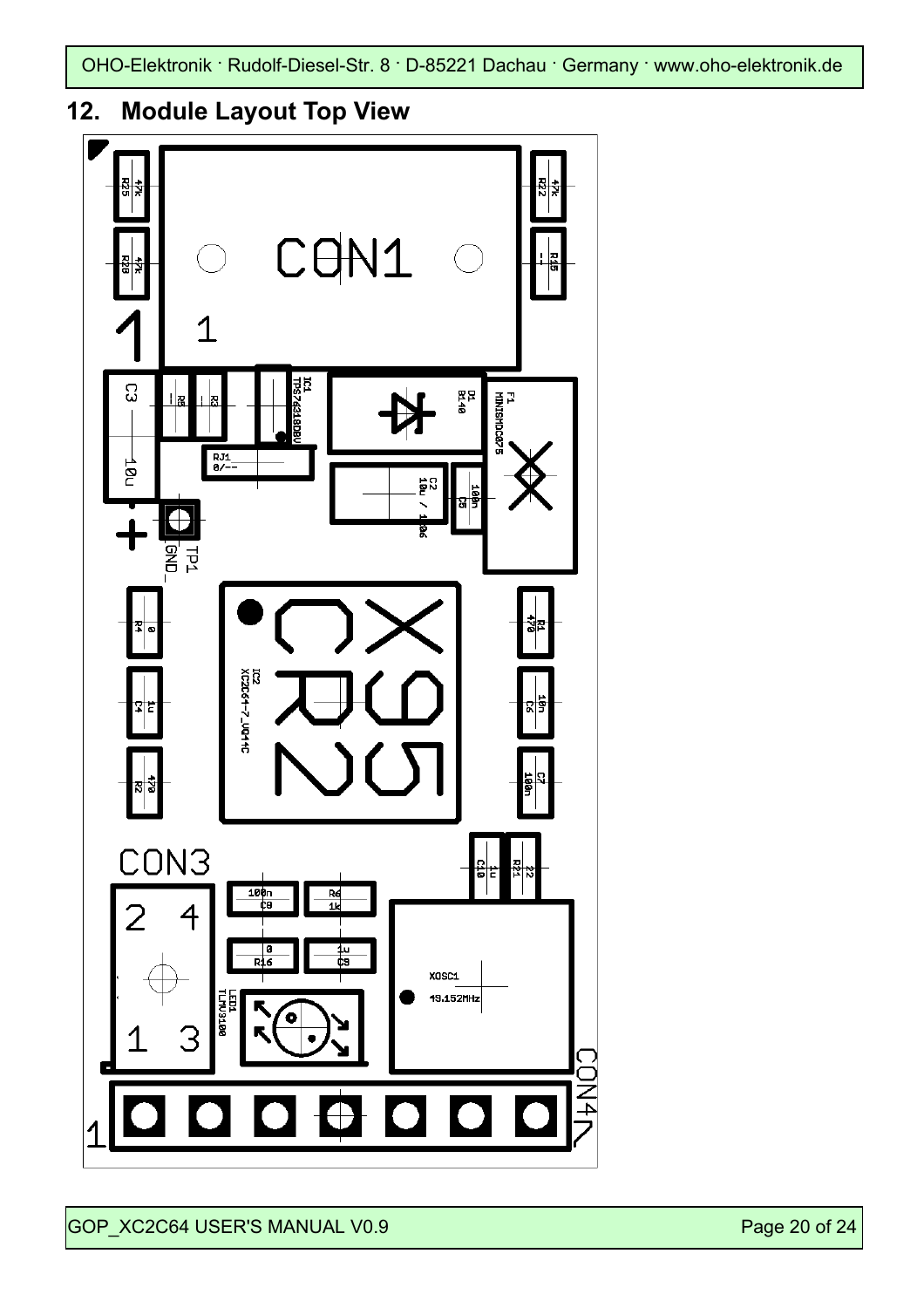## 12. Module Layout Top View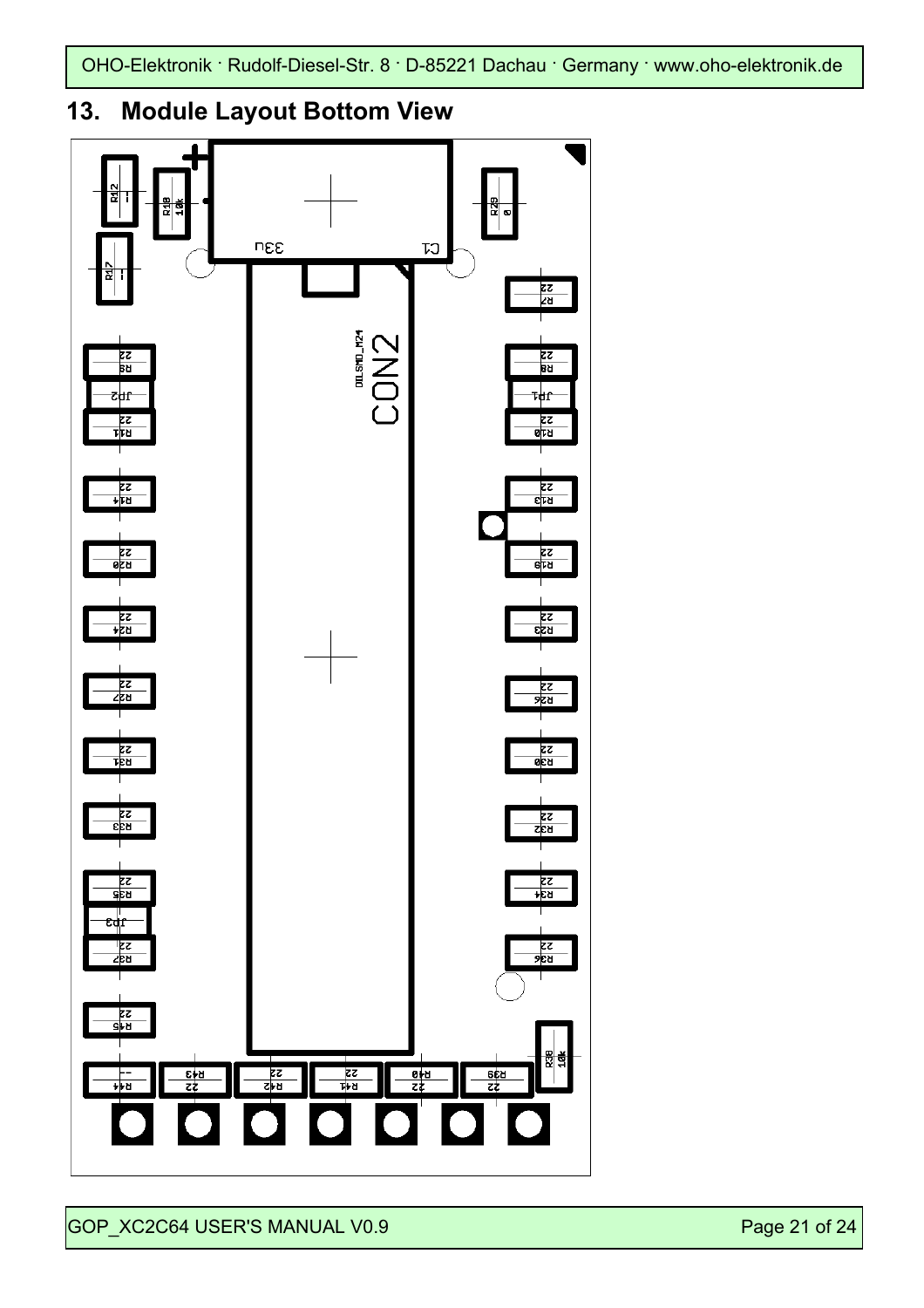## 13. Module Layout Bottom View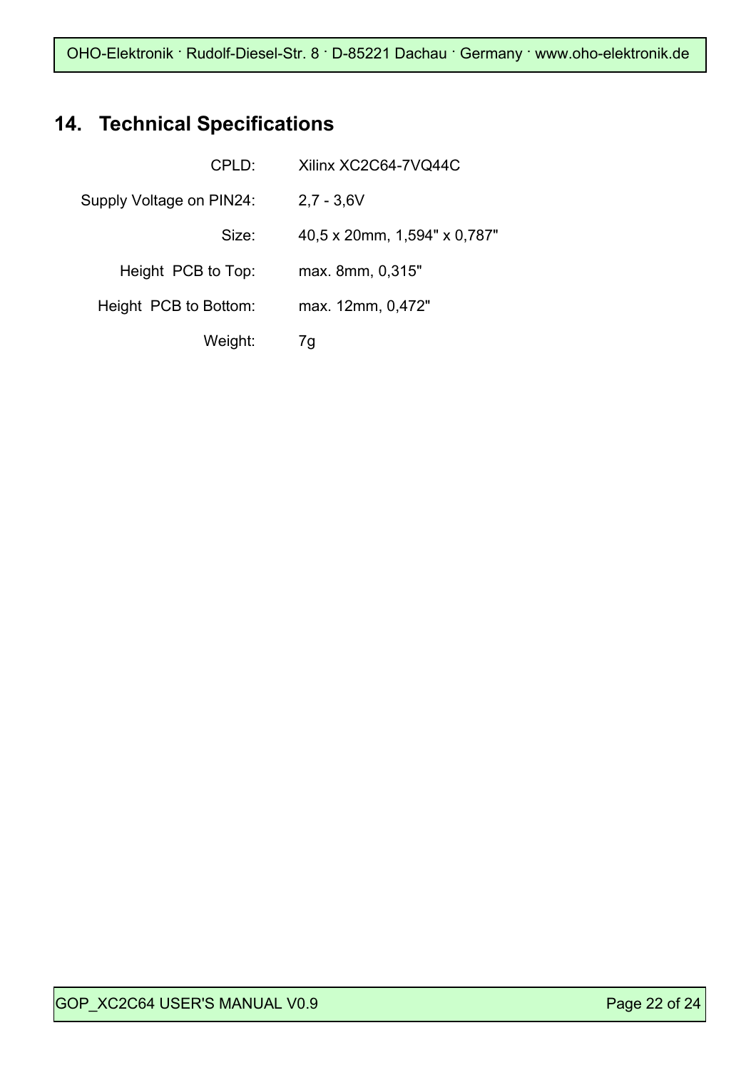## 14. Technical Specifications

| | |
|---|---|
| CPLD: | Xilinx XC2C64-7VQ44C |
| Supply Voltage on PIN24: | 2,7 - 3,6V |
| Size: | 40,5 x 20mm, 1,594" x 0,787" |
| Height PCB to Top: | max. 8mm, 0,315" |
| Height PCB to Bottom: | max. 12mm, 0,472" |
| Weight: | 7g |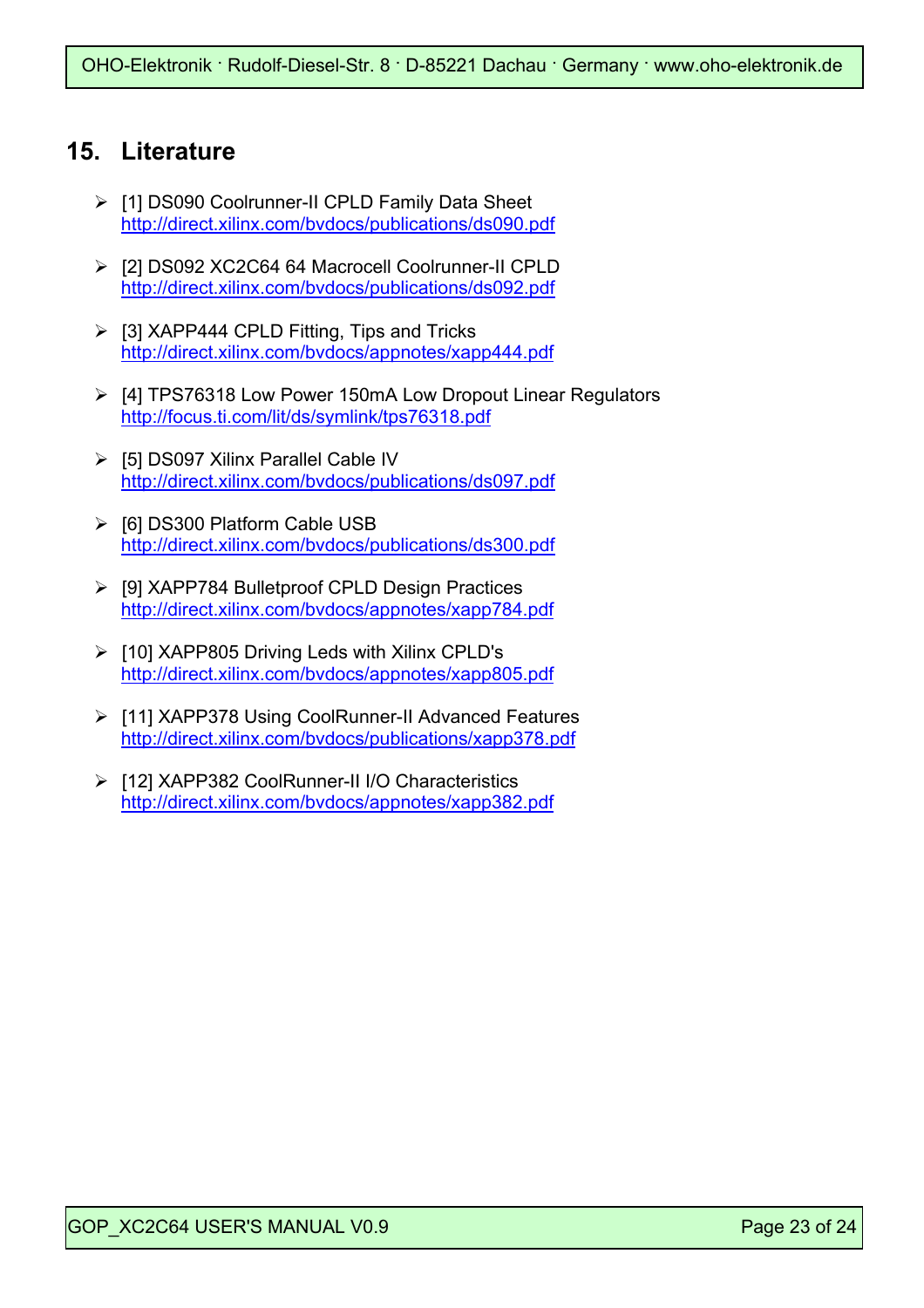## 15. Literature

- [1] DS090 Coolrunner-II CPLD Family Data Sheet
  http://direct.xilinx.com/bvdocs/publications/ds090.pdf
- [2] DS092 XC2C64 64 Macrocell Coolrunner-II CPLD
  http://direct.xilinx.com/bvdocs/publications/ds092.pdf
- [3] XAPP444 CPLD Fitting, Tips and Tricks
  http://direct.xilinx.com/bvdocs/appnotes/xapp444.pdf
- [4] TPS76318 Low Power 150mA Low Dropout Linear Regulators
  http://focus.ti.com/lit/ds/symlink/tps76318.pdf
- [5] DS097 Xilinx Parallel Cable IV
  http://direct.xilinx.com/bvdocs/publications/ds097.pdf
- [6] DS300 Platform Cable USB
  http://direct.xilinx.com/bvdocs/publications/ds300.pdf
- [9] XAPP784 Bulletproof CPLD Design Practices
  http://direct.xilinx.com/bvdocs/appnotes/xapp784.pdf
- [10] XAPP805 Driving Leds with Xilinx CPLD's
  http://direct.xilinx.com/bvdocs/appnotes/xapp805.pdf
- [11] XAPP378 Using CoolRunner-II Advanced Features
  http://direct.xilinx.com/bvdocs/publications/xapp378.pdf
- [12] XAPP382 CoolRunner-II I/O Characteristics
  http://direct.xilinx.com/bvdocs/appnotes/xapp382.pdf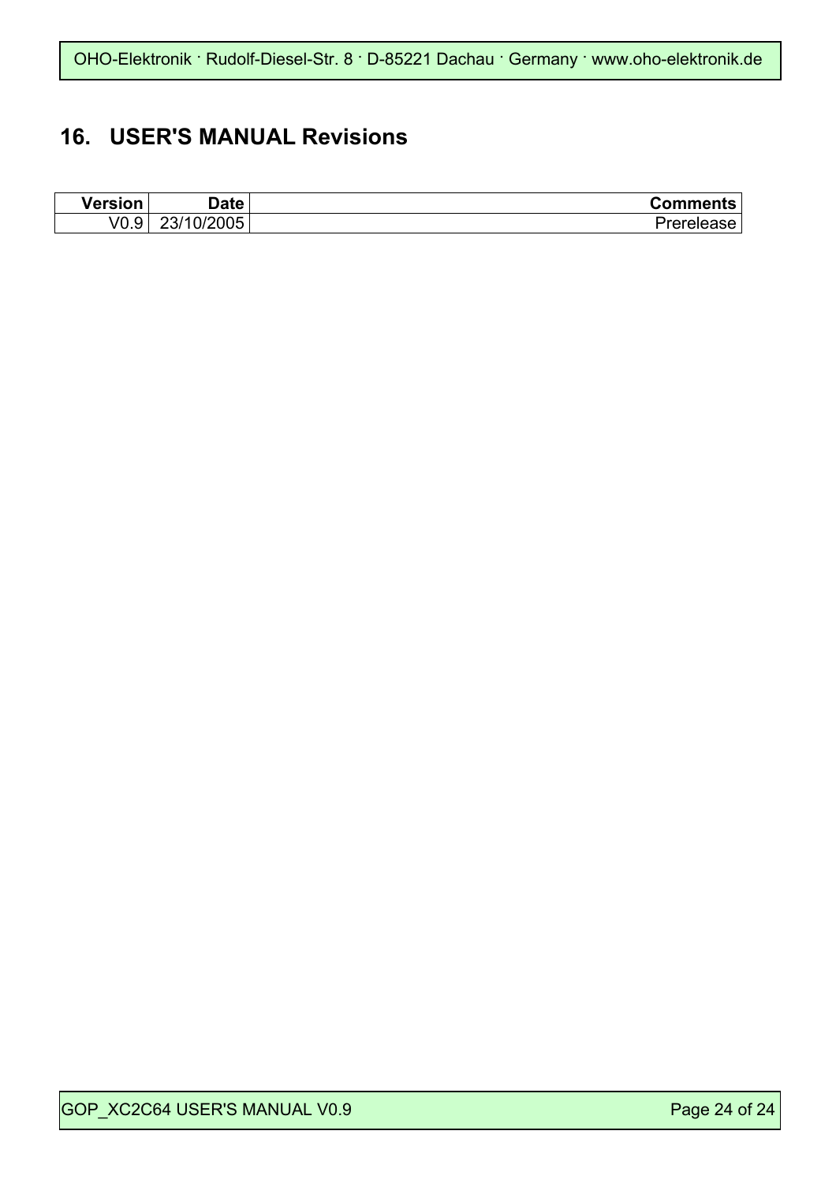## 16. USER'S MANUAL Revisions

| Version | Date | Comments |
|---:|---:|---:|
| V0.9 | 23/10/2005 | Prerelease |